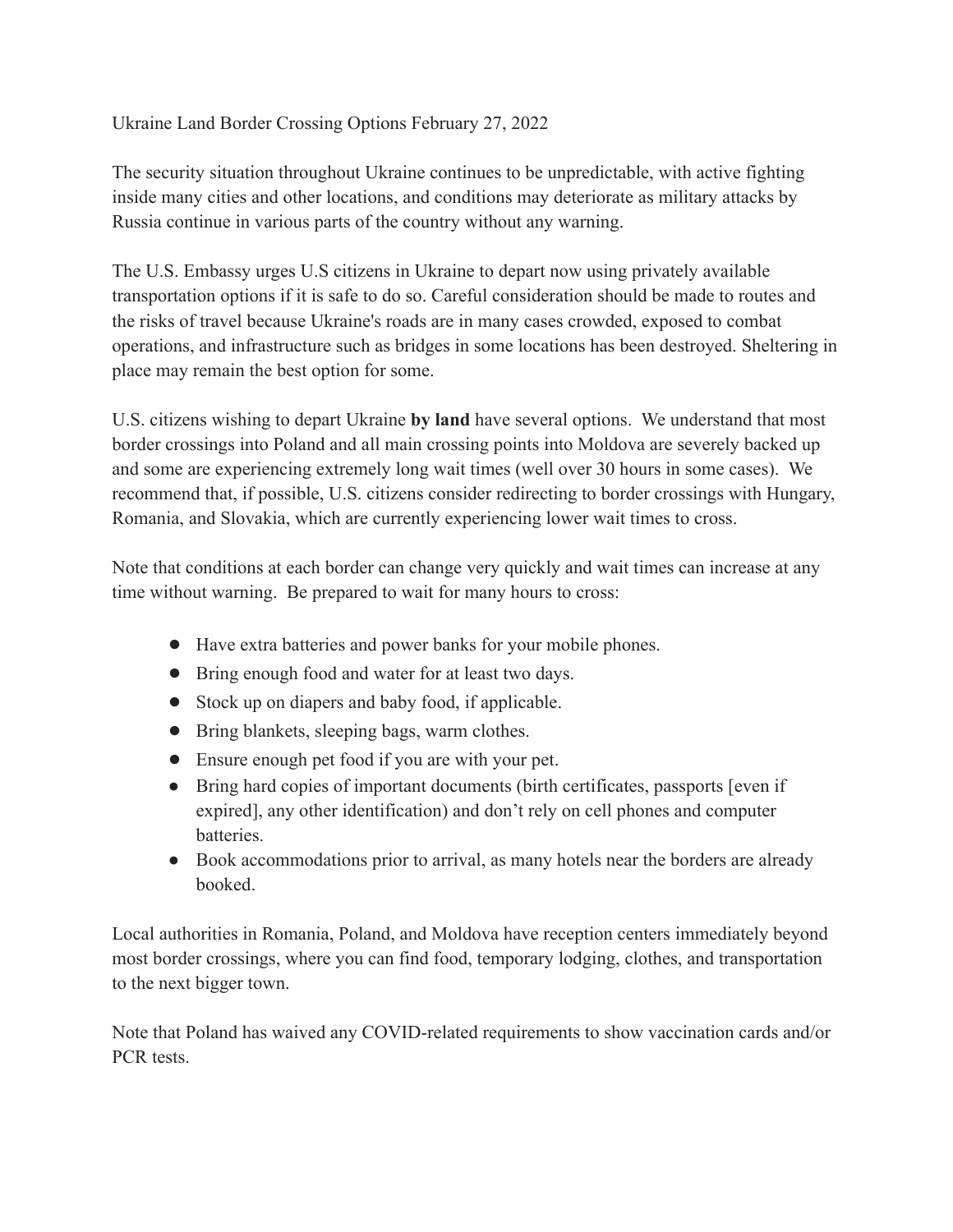Ukraine Land Border Crossing Options February 27, 2022

The security situation throughout Ukraine continues to be unpredictable, with active fighting inside many cities and other locations, and conditions may deteriorate as military attacks by Russia continue in various parts of the country without any warning.

The U.S. Embassy urges U.S citizens in Ukraine to depart now using privately available transportation options if it is safe to do so. Careful consideration should be made to routes and the risks of travel because Ukraine's roads are in many cases crowded, exposed to combat operations, and infrastructure such as bridges in some locations has been destroyed. Sheltering in place may remain the best option for some.

U.S. citizens wishing to depart Ukraine **by land** have several options. We understand that most border crossings into Poland and all main crossing points into Moldova are severely backed up and some are experiencing extremely long wait times (well over 30 hours in some cases). We recommend that, if possible, U.S. citizens consider redirecting to border crossings with Hungary, Romania, and Slovakia, which are currently experiencing lower wait times to cross.

Note that conditions at each border can change very quickly and wait times can increase at any time without warning. Be prepared to wait for many hours to cross:

- Have extra batteries and power banks for your mobile phones.
- Bring enough food and water for at least two days.
- Stock up on diapers and baby food, if applicable.
- Bring blankets, sleeping bags, warm clothes.
- Ensure enough pet food if you are with your pet.
- Bring hard copies of important documents (birth certificates, passports [even if expired], any other identification) and don't rely on cell phones and computer batteries.
- Book accommodations prior to arrival, as many hotels near the borders are already booked.

Local authorities in Romania, Poland, and Moldova have reception centers immediately beyond most border crossings, where you can find food, temporary lodging, clothes, and transportation to the next bigger town.

Note that Poland has waived any COVID-related requirements to show vaccination cards and/or PCR tests.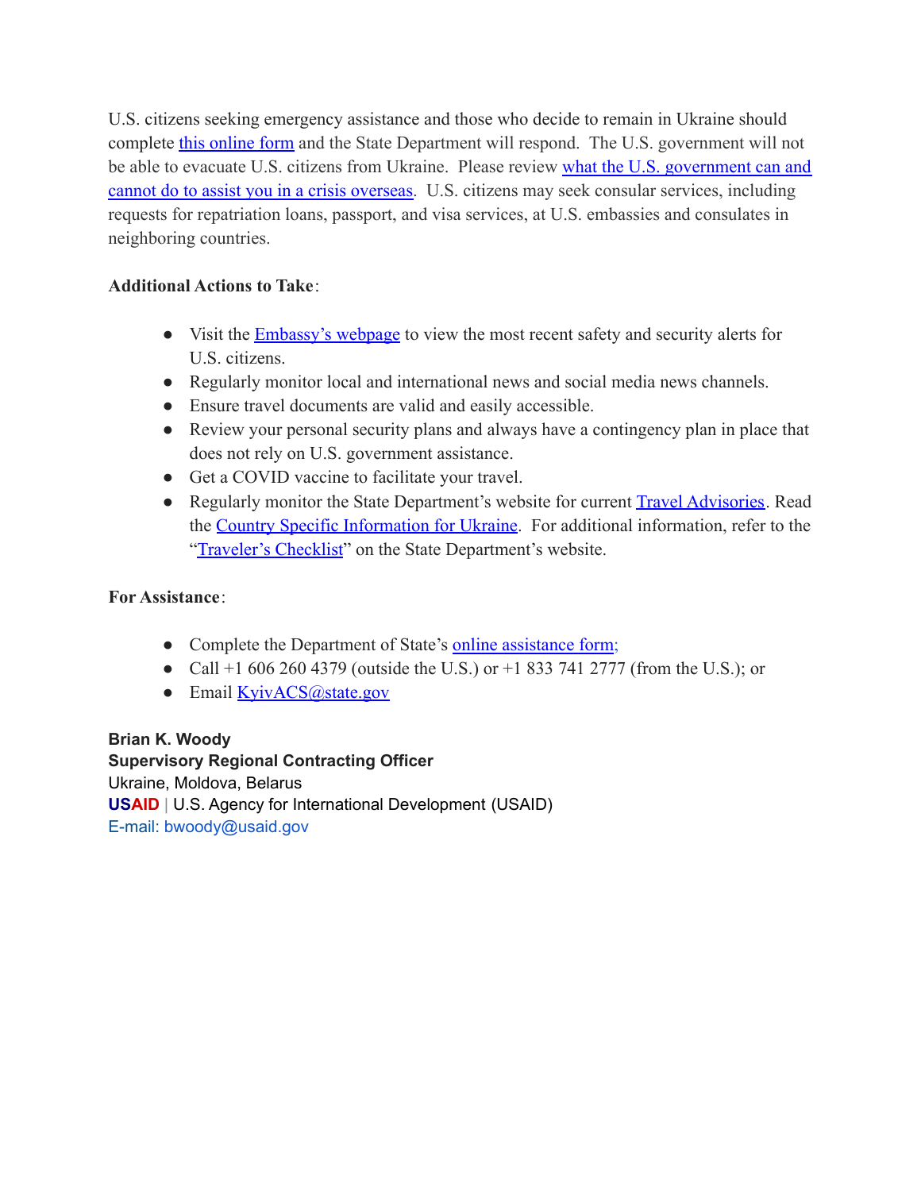U.S. citizens seeking emergency assistance and those who decide to remain in Ukraine should complete this online form and the State Department will respond. The U.S. government will not be able to evacuate U.S. citizens from Ukraine. Please review what the U.S. government can and cannot do to assist you in a crisis overseas. U.S. citizens may seek consular services, including requests for repatriation loans, passport, and visa services, at U.S. embassies and consulates in neighboring countries.

**Additional Actions to Take**:

- Visit the Embassy's webpage to view the most recent safety and security alerts for U.S. citizens.
- Regularly monitor local and international news and social media news channels.
- Ensure travel documents are valid and easily accessible.
- Review your personal security plans and always have a contingency plan in place that does not rely on U.S. government assistance.
- Get a COVID vaccine to facilitate your travel.
- Regularly monitor the State Department's website for current Travel Advisories. Read the Country Specific Information for Ukraine. For additional information, refer to the "Traveler's Checklist" on the State Department's website.

**For Assistance**:

- Complete the Department of State's online assistance form;
- Call +1 606 260 4379 (outside the U.S.) or +1 833 741 2777 (from the U.S.); or
- Email KyivACS@state.gov

**Brian K. Woody**
**Supervisory Regional Contracting Officer**
Ukraine, Moldova, Belarus
**USAID** | U.S. Agency for International Development (USAID)
E-mail: bwoody@usaid.gov